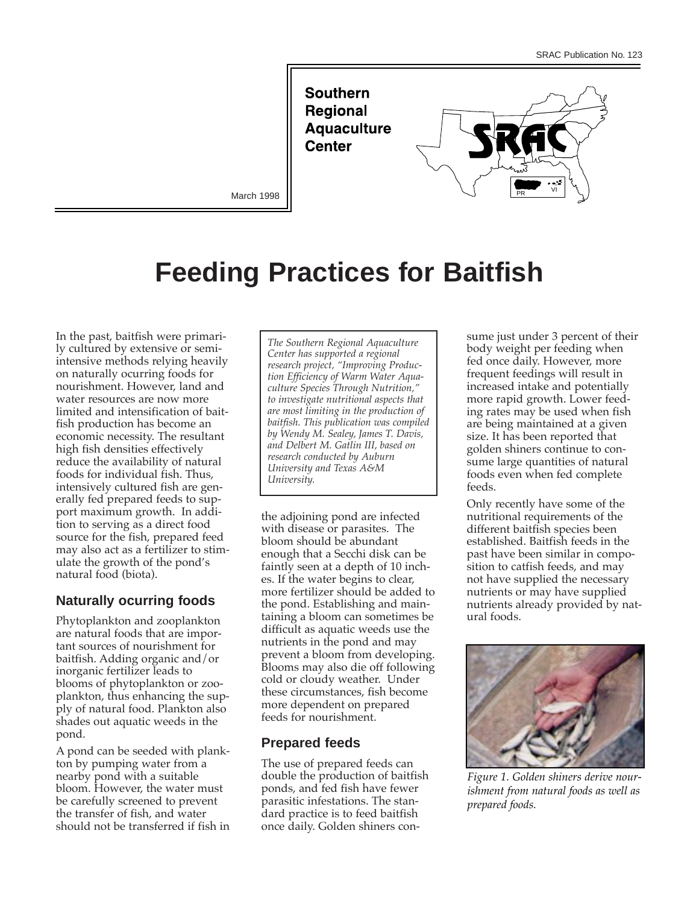SRAC Publication No. 123

**Southern Regional Aquaculture Center**

March 1998

# Feeding Practices for Baitfish

In the past, baitfish were primarily cultured by extensive or semi-intensive methods relying heavily on naturally ocurring foods for nourishment. However, land and water resources are now more limited and intensification of baitfish production has become an economic necessity. The resultant high fish densities effectively reduce the availability of natural foods for individual fish. Thus, intensively cultured fish are generally fed prepared feeds to support maximum growth. In addition to serving as a direct food source for the fish, prepared feed may also act as a fertilizer to stimulate the growth of the pond's natural food (biota).

*The Southern Regional Aquaculture Center has supported a regional research project, "Improving Production Efficiency of Warm Water Aquaculture Species Through Nutrition," to investigate nutritional aspects that are most limiting in the production of baitfish. This publication was compiled by Wendy M. Sealey, James T. Davis, and Delbert M. Gatlin III, based on research conducted by Auburn University and Texas A&M University.*

## Naturally ocurring foods

Phytoplankton and zooplankton are natural foods that are important sources of nourishment for baitfish. Adding organic and/or inorganic fertilizer leads to blooms of phytoplankton or zooplankton, thus enhancing the supply of natural food. Plankton also shades out aquatic weeds in the pond.

A pond can be seeded with plankton by pumping water from a nearby pond with a suitable bloom. However, the water must be carefully screened to prevent the transfer of fish, and water should not be transferred if fish in the adjoining pond are infected with disease or parasites. The bloom should be abundant enough that a Secchi disk can be faintly seen at a depth of 10 inches. If the water begins to clear, more fertilizer should be added to the pond. Establishing and maintaining a bloom can sometimes be difficult as aquatic weeds use the nutrients in the pond and may prevent a bloom from developing. Blooms may also die off following cold or cloudy weather. Under these circumstances, fish become more dependent on prepared feeds for nourishment.

## Prepared feeds

The use of prepared feeds can double the production of baitfish ponds, and fed fish have fewer parasitic infestations. The standard practice is to feed baitfish once daily. Golden shiners consume just under 3 percent of their body weight per feeding when fed once daily. However, more frequent feedings will result in increased intake and potentially more rapid growth. Lower feeding rates may be used when fish are being maintained at a given size. It has been reported that golden shiners continue to consume large quantities of natural foods even when fed complete feeds.

Only recently have some of the nutritional requirements of the different baitfish species been established. Baitfish feeds in the past have been similar in composition to catfish feeds, and may not have supplied the necessary nutrients or may have supplied nutrients already provided by natural foods.

*Figure 1. Golden shiners derive nourishment from natural foods as well as prepared foods.*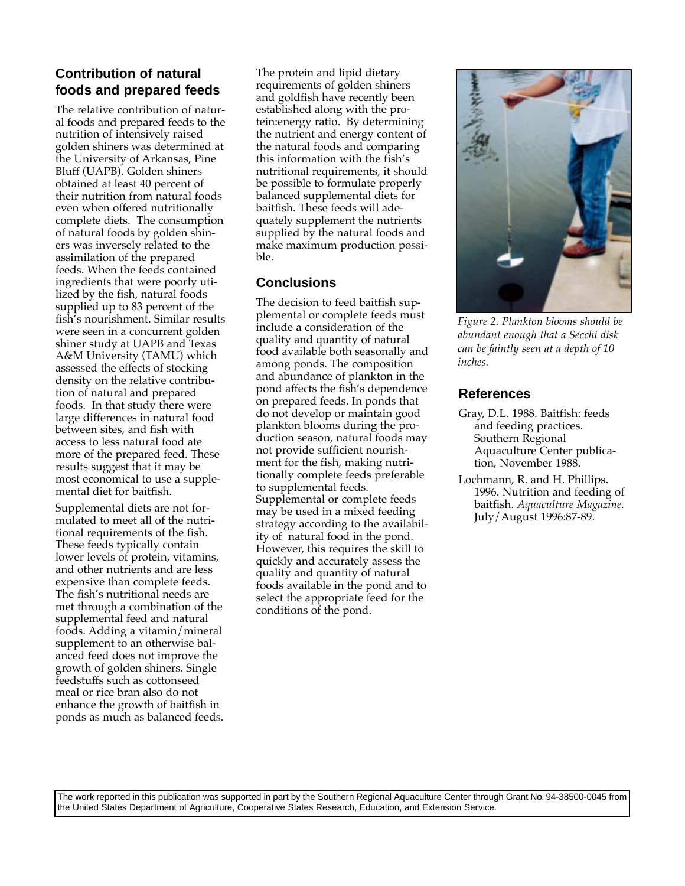## Contribution of natural foods and prepared feeds

The relative contribution of natural foods and prepared feeds to the nutrition of intensively raised golden shiners was determined at the University of Arkansas, Pine Bluff (UAPB). Golden shiners obtained at least 40 percent of their nutrition from natural foods even when offered nutritionally complete diets. The consumption of natural foods by golden shiners was inversely related to the assimilation of the prepared feeds. When the feeds contained ingredients that were poorly utilized by the fish, natural foods supplied up to 83 percent of the fish's nourishment. Similar results were seen in a concurrent golden shiner study at UAPB and Texas A&M University (TAMU) which assessed the effects of stocking density on the relative contribution of natural and prepared foods. In that study there were large differences in natural food between sites, and fish with access to less natural food ate more of the prepared feed. These results suggest that it may be most economical to use a supplemental diet for baitfish.

Supplemental diets are not formulated to meet all of the nutritional requirements of the fish. These feeds typically contain lower levels of protein, vitamins, and other nutrients and are less expensive than complete feeds. The fish's nutritional needs are met through a combination of the supplemental feed and natural foods. Adding a vitamin/mineral supplement to an otherwise balanced feed does not improve the growth of golden shiners. Single feedstuffs such as cottonseed meal or rice bran also do not enhance the growth of baitfish in ponds as much as balanced feeds.

The protein and lipid dietary requirements of golden shiners and goldfish have recently been established along with the protein:energy ratio. By determining the nutrient and energy content of the natural foods and comparing this information with the fish's nutritional requirements, it should be possible to formulate properly balanced supplemental diets for baitfish. These feeds will adequately supplement the nutrients supplied by the natural foods and make maximum production possible.

## Conclusions

The decision to feed baitfish supplemental or complete feeds must include a consideration of the quality and quantity of natural food available both seasonally and among ponds. The composition and abundance of plankton in the pond affects the fish's dependence on prepared feeds. In ponds that do not develop or maintain good plankton blooms during the production season, natural foods may not provide sufficient nourishment for the fish, making nutritionally complete feeds preferable to supplemental feeds. Supplemental or complete feeds may be used in a mixed feeding strategy according to the availability of natural food in the pond. However, this requires the skill to quickly and accurately assess the quality and quantity of natural foods available in the pond and to select the appropriate feed for the conditions of the pond.

*Figure 2. Plankton blooms should be abundant enough that a Secchi disk can be faintly seen at a depth of 10 inches.*

## References

Gray, D.L. 1988. Baitfish: feeds and feeding practices. Southern Regional Aquaculture Center publication, November 1988.

Lochmann, R. and H. Phillips. 1996. Nutrition and feeding of baitfish. *Aquaculture Magazine.* July/August 1996:87-89.

The work reported in this publication was supported in part by the Southern Regional Aquaculture Center through Grant No. 94-38500-0045 from the United States Department of Agriculture, Cooperative States Research, Education, and Extension Service.